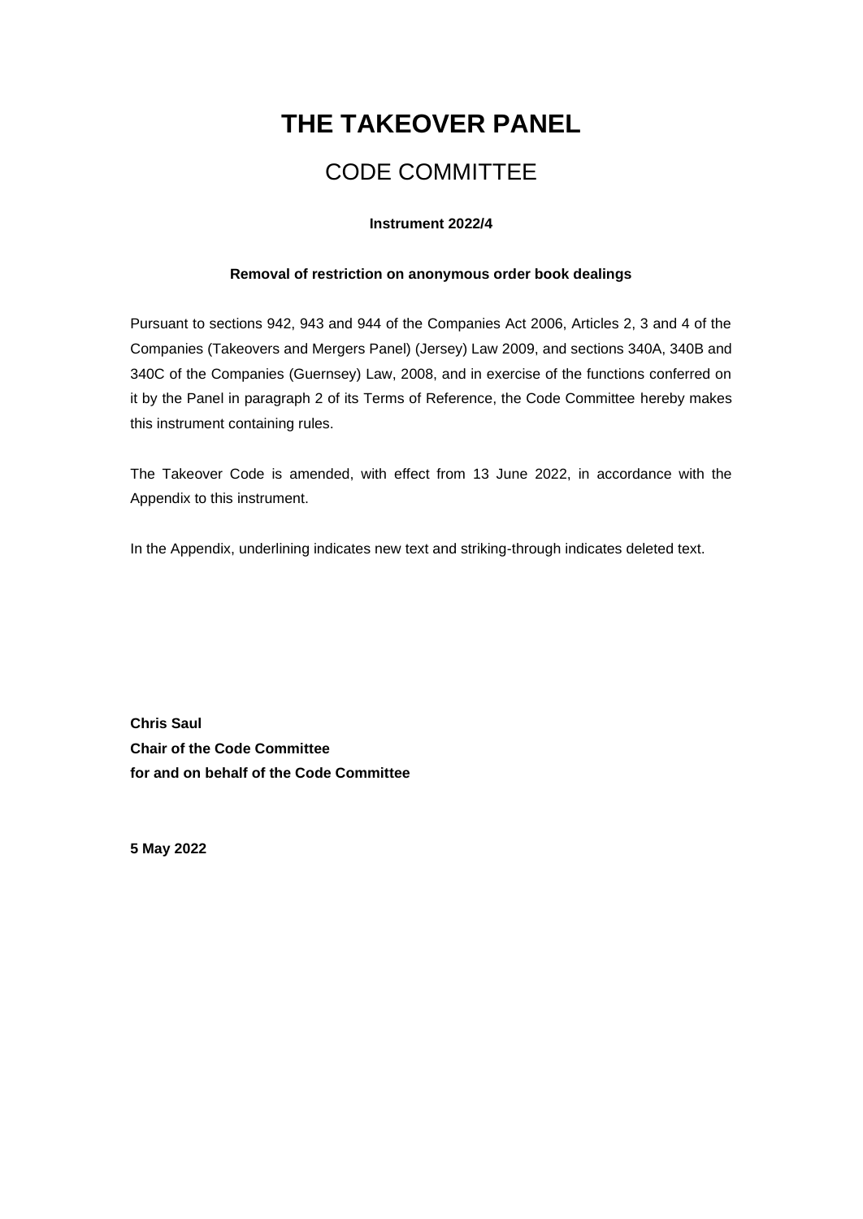# THE TAKEOVER PANEL

## CODE COMMITTEE

**Instrument 2022/4**

**Removal of restriction on anonymous order book dealings**

Pursuant to sections 942, 943 and 944 of the Companies Act 2006, Articles 2, 3 and 4 of the Companies (Takeovers and Mergers Panel) (Jersey) Law 2009, and sections 340A, 340B and 340C of the Companies (Guernsey) Law, 2008, and in exercise of the functions conferred on it by the Panel in paragraph 2 of its Terms of Reference, the Code Committee hereby makes this instrument containing rules.

The Takeover Code is amended, with effect from 13 June 2022, in accordance with the Appendix to this instrument.

In the Appendix, underlining indicates new text and striking-through indicates deleted text.

**Chris Saul**
**Chair of the Code Committee**
**for and on behalf of the Code Committee**

**5 May 2022**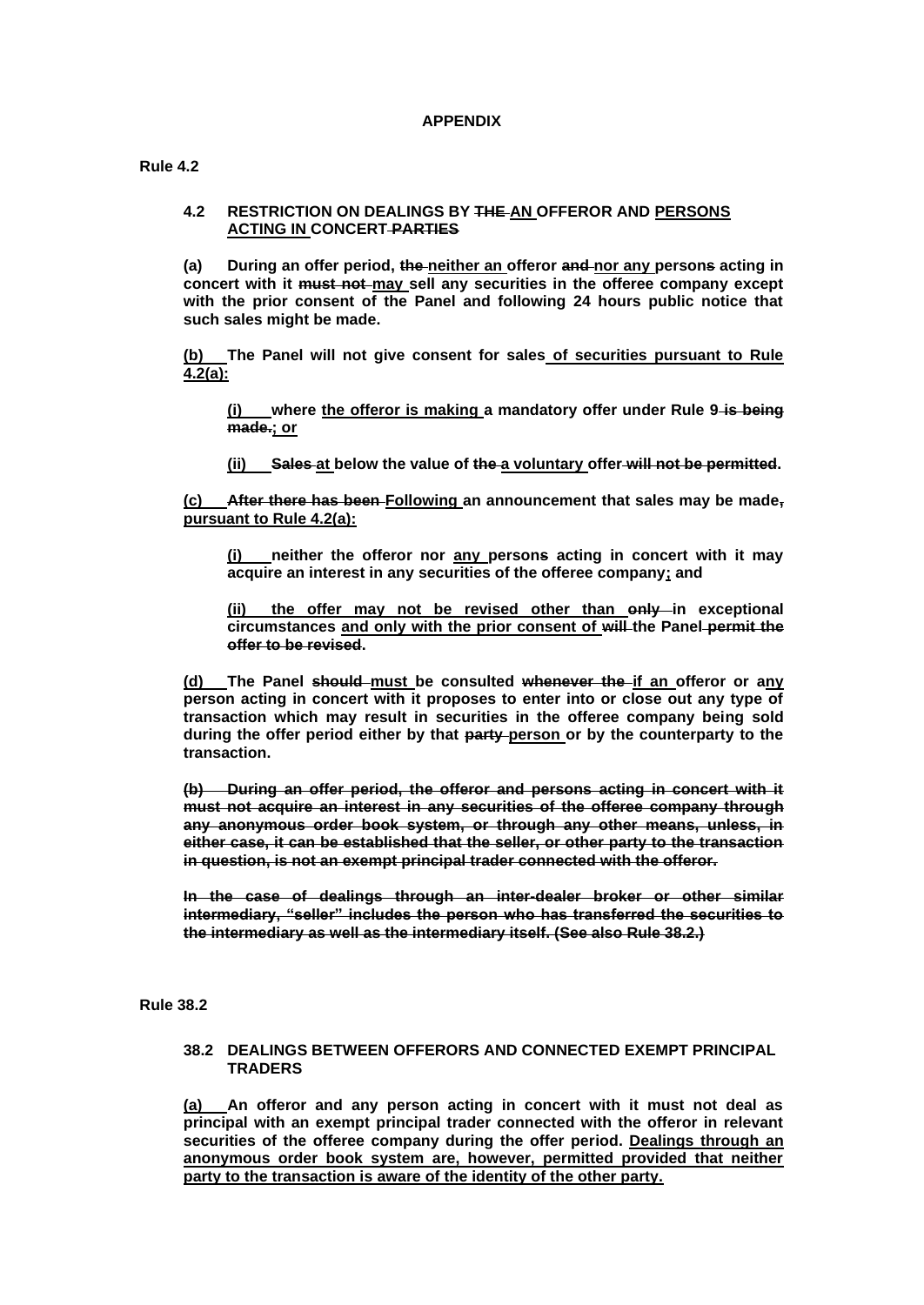**APPENDIX**

**Rule 4.2**

**4.2 RESTRICTION ON DEALINGS BY ~~THE~~ AN OFFEROR AND PERSONS ACTING IN CONCERT ~~PARTIES~~**

**(a) During an offer period, ~~the~~ neither an offeror ~~and~~ nor any person~~s~~ acting in concert with it ~~must not~~ may sell any securities in the offeree company except with the prior consent of the Panel and following 24 hours public notice that such sales might be made.**

**(b) The Panel will not give consent for sales of securities pursuant to Rule 4.2(a):**

> **(i) where the offeror is making a mandatory offer under Rule 9 ~~is being made.~~; or**
>
> **(ii) ~~Sales~~ at below the value of ~~the~~ a voluntary offer ~~will not be permitted~~.**

**(c) ~~After there has been~~ Following an announcement that sales may be made~~,~~ pursuant to Rule 4.2(a):**

> **(i) neither the offeror nor any person~~s~~ acting in concert with it may acquire an interest in any securities of the offeree company; and**
>
> **(ii) the offer may not be revised other than ~~only~~ in exceptional circumstances and only with the prior consent of ~~will~~ the Panel ~~permit the offer to be revised~~.**

**(d) The Panel ~~should~~ must be consulted ~~whenever the~~ if an offeror or any person acting in concert with it proposes to enter into or close out any type of transaction which may result in securities in the offeree company being sold during the offer period either by that ~~party~~ person or by the counterparty to the transaction.**

~~**(b) During an offer period, the offeror and persons acting in concert with it must not acquire an interest in any securities of the offeree company through any anonymous order book system, or through any other means, unless, in either case, it can be established that the seller, or other party to the transaction in question, is not an exempt principal trader connected with the offeror.**~~

~~**In the case of dealings through an inter-dealer broker or other similar intermediary, "seller" includes the person who has transferred the securities to the intermediary as well as the intermediary itself. (See also Rule 38.2.)**~~

**Rule 38.2**

**38.2 DEALINGS BETWEEN OFFERORS AND CONNECTED EXEMPT PRINCIPAL TRADERS**

**(a) An offeror and any person acting in concert with it must not deal as principal with an exempt principal trader connected with the offeror in relevant securities of the offeree company during the offer period. Dealings through an anonymous order book system are, however, permitted provided that neither party to the transaction is aware of the identity of the other party.**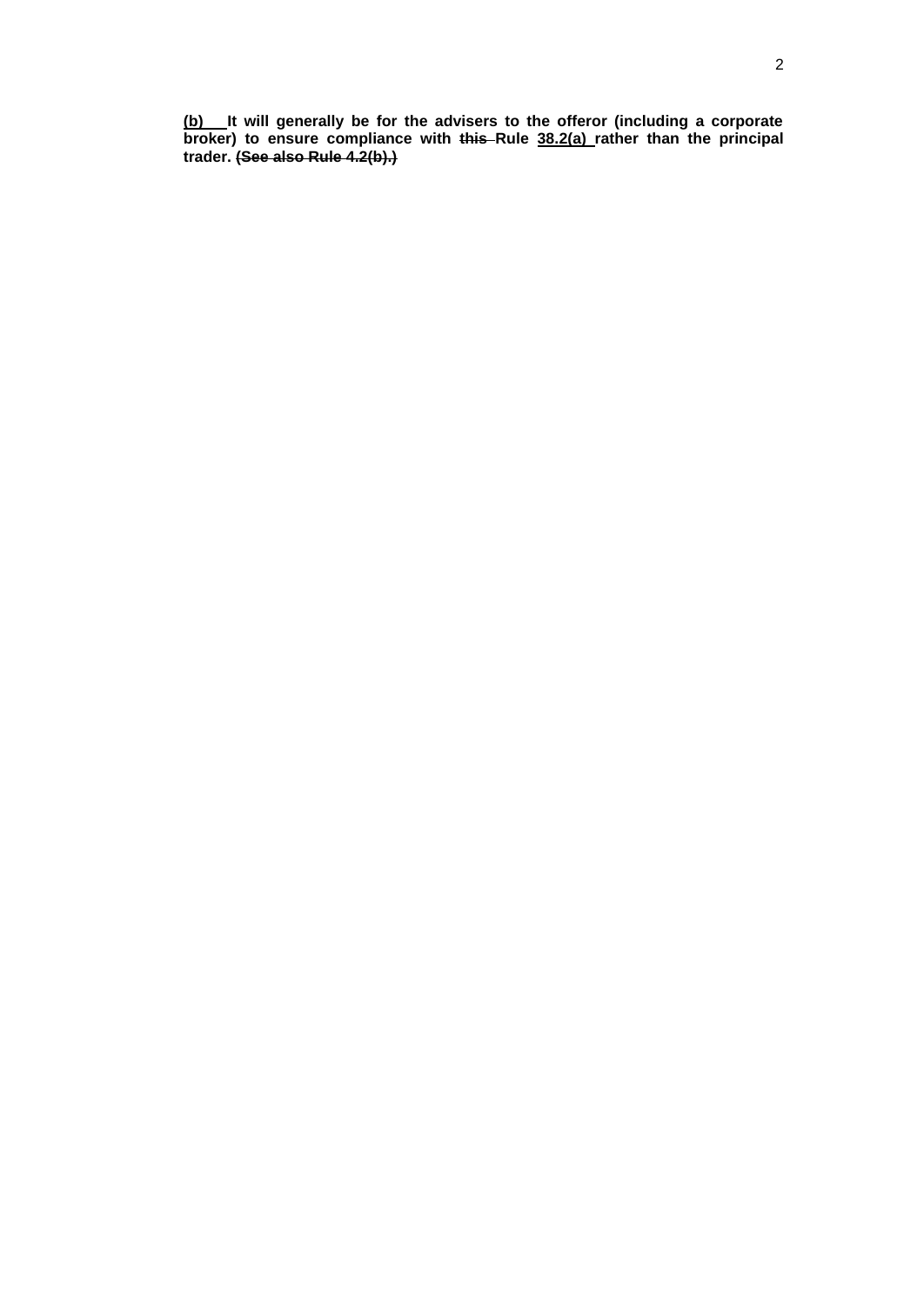**(b) It will generally be for the advisers to the offeror (including a corporate broker) to ensure compliance with ~~this~~ Rule 38.2(a) rather than the principal trader. ~~(See also Rule 4.2(b).)~~**